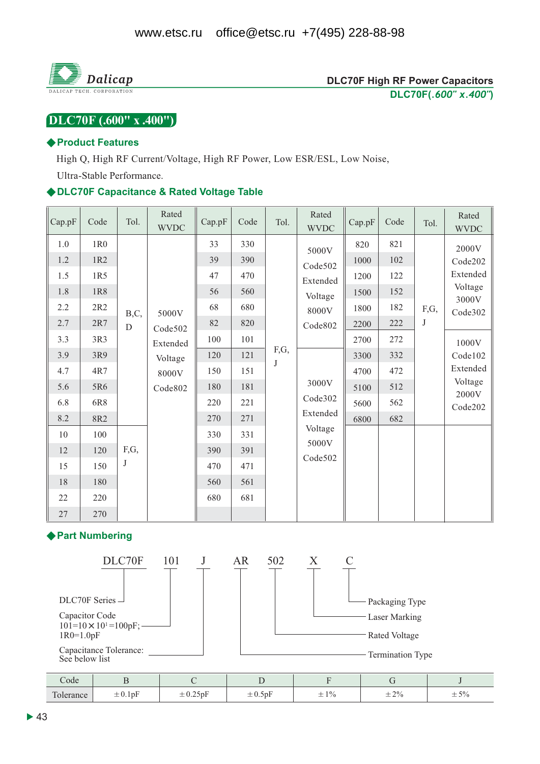## DLC70F (.600" x .400")

### ◆Product Features

High Q, High RF Current/Voltage, High RF Power, Low ESR/ESL, Low Noise, Ultra-Stable Performance.

### ◆DLC70F Capacitance & Rated Voltage Table

| Cap.pF | Code | Tol. | Rated WVDC | Cap.pF | Code | Tol. | Rated WVDC | Cap.pF | Code | Tol. | Rated WVDC |
|---|---|---|---|---|---|---|---|---|---|---|---|
| 1.0 | 1R0 | B,C, D | 5000V Code502 Extended Voltage 8000V Code802 | 33 | 330 | F,G, J | 5000V Code502 Extended Voltage 8000V Code802 | 820 | 821 | F,G, J | 2000V Code202 Extended Voltage 3000V Code302 |
| 1.2 | 1R2 | | | 39 | 390 | | | 1000 | 102 | | |
| 1.5 | 1R5 | | | 47 | 470 | | | 1200 | 122 | | |
| 1.8 | 1R8 | | | 56 | 560 | | | 1500 | 152 | | |
| 2.2 | 2R2 | | | 68 | 680 | | | 1800 | 182 | | |
| 2.7 | 2R7 | | | 82 | 820 | | | 2200 | 222 | | |
| 3.3 | 3R3 | | | 100 | 101 | | | 2700 | 272 | | 1000V Code102 Extended Voltage 2000V Code202 |
| 3.9 | 3R9 | | | 120 | 121 | | 3000V Code302 Extended Voltage 5000V Code502 | 3300 | 332 | | |
| 4.7 | 4R7 | | | 150 | 151 | | | 4700 | 472 | | |
| 5.6 | 5R6 | | | 180 | 181 | | | 5100 | 512 | | |
| 6.8 | 6R8 | | | 220 | 221 | | | 5600 | 562 | | |
| 8.2 | 8R2 | | | 270 | 271 | | | 6800 | 682 | | |
| 10 | 100 | F,G, J | | 330 | 331 | | | | | | |
| 12 | 120 | | | 390 | 391 | | | | | | |
| 15 | 150 | | | 470 | 471 | | | | | | |
| 18 | 180 | | | 560 | 561 | | | | | | |
| 22 | 220 | | | 680 | 681 | | | | | | |
| 27 | 270 | | | | | | | | | | |

### ◆Part Numbering

DLC70F 101 J AR 502 X C

- DLC70F: DLC70F Series
- 101: Capacitor Code, 101=10×10[1]=100pF; 1R0=1.0pF
- J: Capacitance Tolerance: See below list
- AR: Termination Type
- 502: Rated Voltage
- X: Laser Marking
- C: Packaging Type

| Code | B | C | D | F | G | J |
|---|---|---|---|---|---|---|
| Tolerance | ±0.1pF | ±0.25pF | ±0.5pF | ±1% | ±2% | ±5% |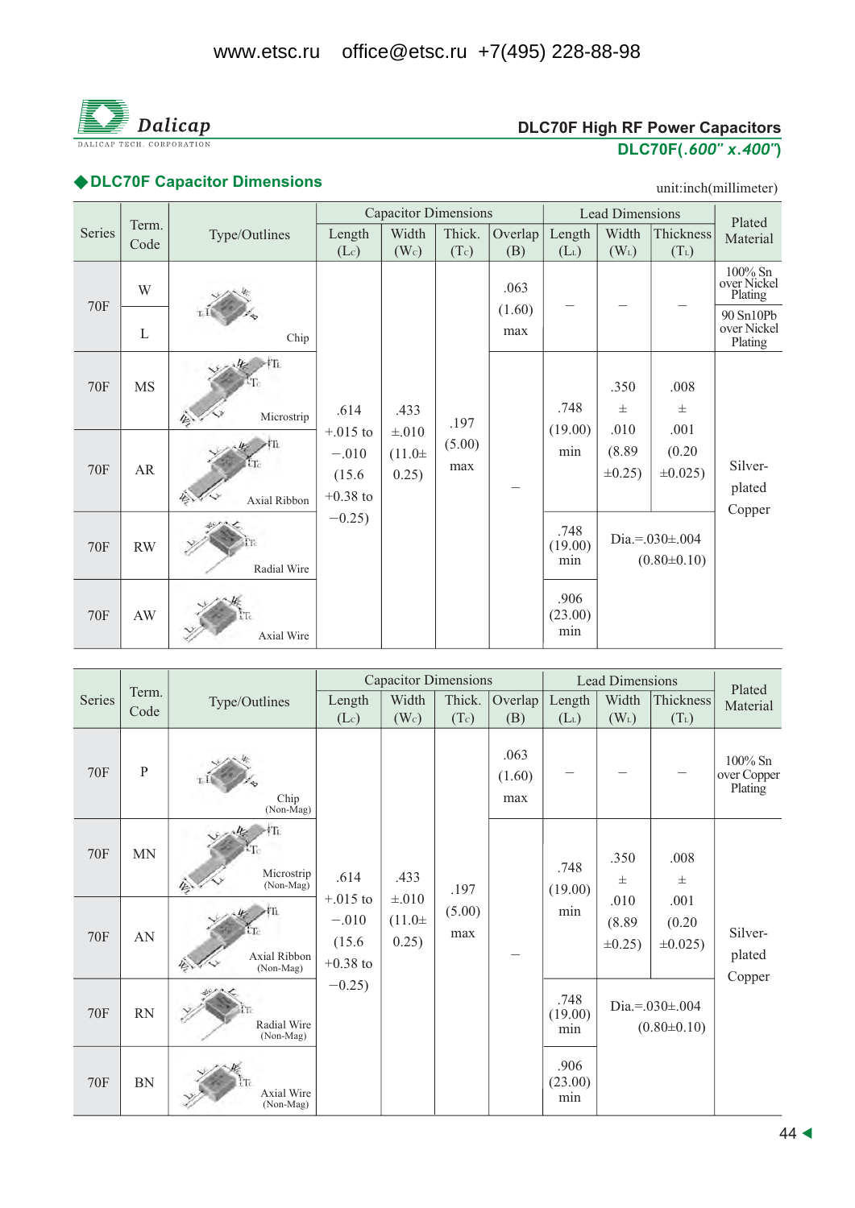www.etsc.ru office@etsc.ru +7(495) 228-88-98

**Dalicap**
DALICAP TECH. CORPORATION

**DLC70F High RF Power Capacitors**
**DLC70F(*.600" x.400"*)**

## ◆DLC70F Capacitor Dimensions

unit:inch(millimeter)

| Series | Term. Code | Type/Outlines | Capacitor Dimensions Length ($L_C$) | Width ($W_C$) | Thick. ($T_C$) | Overlap (B) | Lead Dimensions Length ($L_L$) | Width ($W_L$) | Thickness ($T_L$) | Plated Material |
|---|---|---|---|---|---|---|---|---|---|---|
| 70F | W | Chip | .614 +.015 to −.010 (15.6 +0.38 to −0.25) | .433 ±.010 (11.0± 0.25) | .197 (5.00) max | .063 (1.60) max | – | – | – | 100% Sn over Nickel Plating |
| 70F | L | Chip | | | | .063 (1.60) max | – | – | – | 90 Sn10Pb over Nickel Plating |
| 70F | MS | Microstrip | | | | – | .748 (19.00) min | .350 ± .010 (8.89 ±0.25) | .008 ± .001 (0.20 ±0.025) | Silver-plated Copper |
| 70F | AR | Axial Ribbon | | | | – | .748 (19.00) min | .350 ± .010 (8.89 ±0.25) | .008 ± .001 (0.20 ±0.025) | Silver-plated Copper |
| 70F | RW | Radial Wire | | | | – | .748 (19.00) min | Dia.=.030±.004 (0.80±0.10) | | Silver-plated Copper |
| 70F | AW | Axial Wire | | | | – | .906 (23.00) min | Dia.=.030±.004 (0.80±0.10) | | Silver-plated Copper |

| Series | Term. Code | Type/Outlines | Capacitor Dimensions Length ($L_C$) | Width ($W_C$) | Thick. ($T_C$) | Overlap (B) | Lead Dimensions Length ($L_L$) | Width ($W_L$) | Thickness ($T_L$) | Plated Material |
|---|---|---|---|---|---|---|---|---|---|---|
| 70F | P | Chip (Non-Mag) | .614 +.015 to −.010 (15.6 +0.38 to −0.25) | .433 ±.010 (11.0± 0.25) | .197 (5.00) max | .063 (1.60) max | – | – | – | 100% Sn over Copper Plating |
| 70F | MN | Microstrip (Non-Mag) | | | | – | .748 (19.00) min | .350 ± .010 (8.89 ±0.25) | .008 ± .001 (0.20 ±0.025) | Silver-plated Copper |
| 70F | AN | Axial Ribbon (Non-Mag) | | | | – | .748 (19.00) min | .350 ± .010 (8.89 ±0.25) | .008 ± .001 (0.20 ±0.025) | Silver-plated Copper |
| 70F | RN | Radial Wire (Non-Mag) | | | | – | .748 (19.00) min | Dia.=.030±.004 (0.80±0.10) | | Silver-plated Copper |
| 70F | BN | Axial Wire (Non-Mag) | | | | – | .906 (23.00) min | Dia.=.030±.004 (0.80±0.10) | | Silver-plated Copper |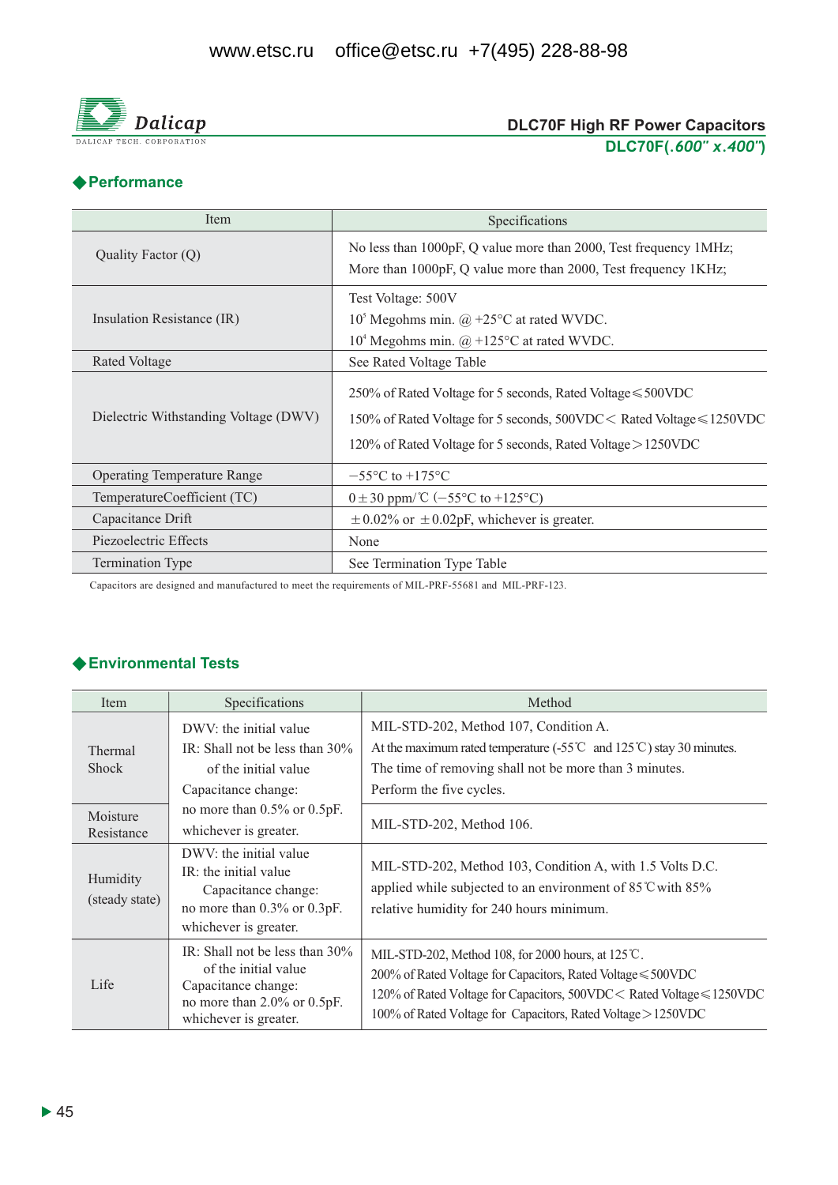## DLC70F High RF Power Capacitors

**DLC70F(*.600" x.400"*)**

## ◆Performance

| Item | Specifications |
|---|---|
| Quality Factor (Q) | No less than 1000pF, Q value more than 2000, Test frequency 1MHz; More than 1000pF, Q value more than 2000, Test frequency 1KHz; |
| Insulation Resistance (IR) | Test Voltage: 500V<br>$10^5$ Megohms min. @ +25°C at rated WVDC.<br>$10^4$ Megohms min. @ +125°C at rated WVDC. |
| Rated Voltage | See Rated Voltage Table |
| Dielectric Withstanding Voltage (DWV) | 250% of Rated Voltage for 5 seconds, Rated Voltage≤500VDC<br>150% of Rated Voltage for 5 seconds, 500VDC< Rated Voltage≤1250VDC<br>120% of Rated Voltage for 5 seconds, Rated Voltage>1250VDC |
| Operating Temperature Range | −55°C to +175°C |
| TemperatureCoefficient (TC) | 0±30 ppm/℃ (−55°C to +125°C) |
| Capacitance Drift | ±0.02% or ±0.02pF, whichever is greater. |
| Piezoelectric Effects | None |
| Termination Type | See Termination Type Table |

Capacitors are designed and manufactured to meet the requirements of MIL-PRF-55681 and MIL-PRF-123.

## ◆Environmental Tests

| Item | Specifications | Method |
|---|---|---|
| Thermal Shock | DWV: the initial value<br>IR: Shall not be less than 30% of the initial value<br>Capacitance change: no more than 0.5% or 0.5pF. whichever is greater. | MIL-STD-202, Method 107, Condition A.<br>At the maximum rated temperature (-55℃ and 125℃) stay 30 minutes.<br>The time of removing shall not be more than 3 minutes.<br>Perform the five cycles. |
| Moisture Resistance | | MIL-STD-202, Method 106. |
| Humidity (steady state) | DWV: the initial value<br>IR: the initial value<br>Capacitance change: no more than 0.3% or 0.3pF. whichever is greater. | MIL-STD-202, Method 103, Condition A, with 1.5 Volts D.C. applied while subjected to an environment of 85℃with 85% relative humidity for 240 hours minimum. |
| Life | IR: Shall not be less than 30% of the initial value<br>Capacitance change: no more than 2.0% or 0.5pF. whichever is greater. | MIL-STD-202, Method 108, for 2000 hours, at 125℃.<br>200% of Rated Voltage for Capacitors, Rated Voltage≤500VDC<br>120% of Rated Voltage for Capacitors, 500VDC< Rated Voltage≤1250VDC<br>100% of Rated Voltage for Capacitors, Rated Voltage>1250VDC |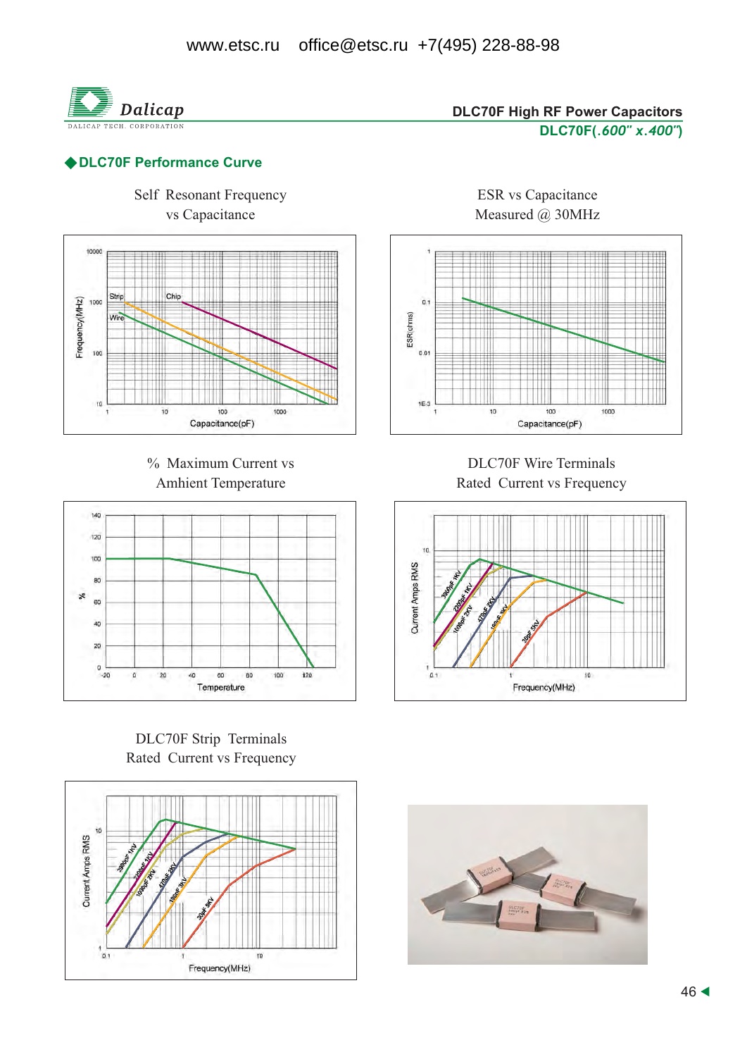www.etsc.ru office@etsc.ru +7(495) 228-88-98

Dalicap
DALICAP TECH. CORPORATION

**DLC70F High RF Power Capacitors**
**DLC70F(*.600" x.400"*)**

## ◆DLC70F Performance Curve

Self Resonant Frequency vs Capacitance

10000
1000
100
10
Frequency(MHz)
Strip
Chip
Wire
1
10
100
1000
Capacitance(pF)

ESR vs Capacitance Measured @ 30MHz

1
0.1
0.01
1E-3
ESR(ohms)
1
10
100
1000
Capacitance(pF)

% Maximum Current vs Amhient Temperature

140
120
100
80
60
40
20
0
%
-20
0
20
40
60
80
100
120
Temperature

DLC70F Wire Terminals Rated Current vs Frequency

10
1
Current Amps RMS
3900pF 1KV
2200pF 1KV
1000pF 2KV
470pF 2KV
180pF 3KV
30pF 5KV
0.1
1
10
Frequency(MHz)

DLC70F Strip Terminals Rated Current vs Frequency

10
1
Current Amps RMS
3900pF 1KV
2200pF 1KV
1000pF 2KV
470pF 2KV
180pF 3KV
30pF 5KV
0.1
1
10
Frequency(MHz)